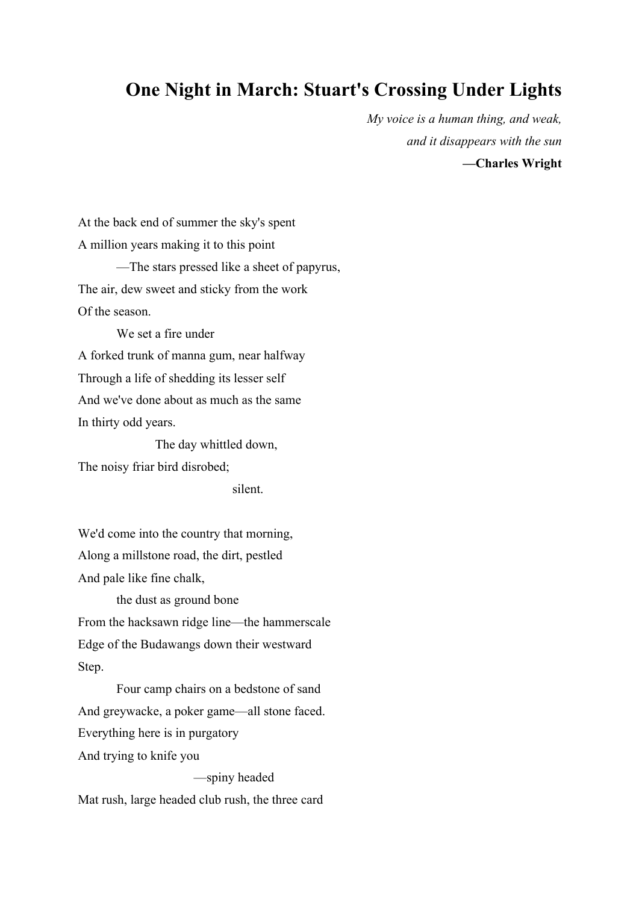# One Night in March: Stuart's Crossing Under Lights

*My voice is a human thing, and weak,*
*and it disappears with the sun*
**—Charles Wright**

At the back end of summer the sky's spent
A million years making it to this point
        —The stars pressed like a sheet of papyrus,
The air, dew sweet and sticky from the work
Of the season.
        We set a fire under
A forked trunk of manna gum, near halfway
Through a life of shedding its lesser self
And we've done about as much as the same
In thirty odd years.
                The day whittled down,
The noisy friar bird disrobed;
                                silent.

We'd come into the country that morning,
Along a millstone road, the dirt, pestled
And pale like fine chalk,
        the dust as ground bone
From the hacksawn ridge line—the hammerscale
Edge of the Budawangs down their westward
Step.
        Four camp chairs on a bedstone of sand
And greywacke, a poker game—all stone faced.
Everything here is in purgatory
And trying to knife you
                        —spiny headed
Mat rush, large headed club rush, the three card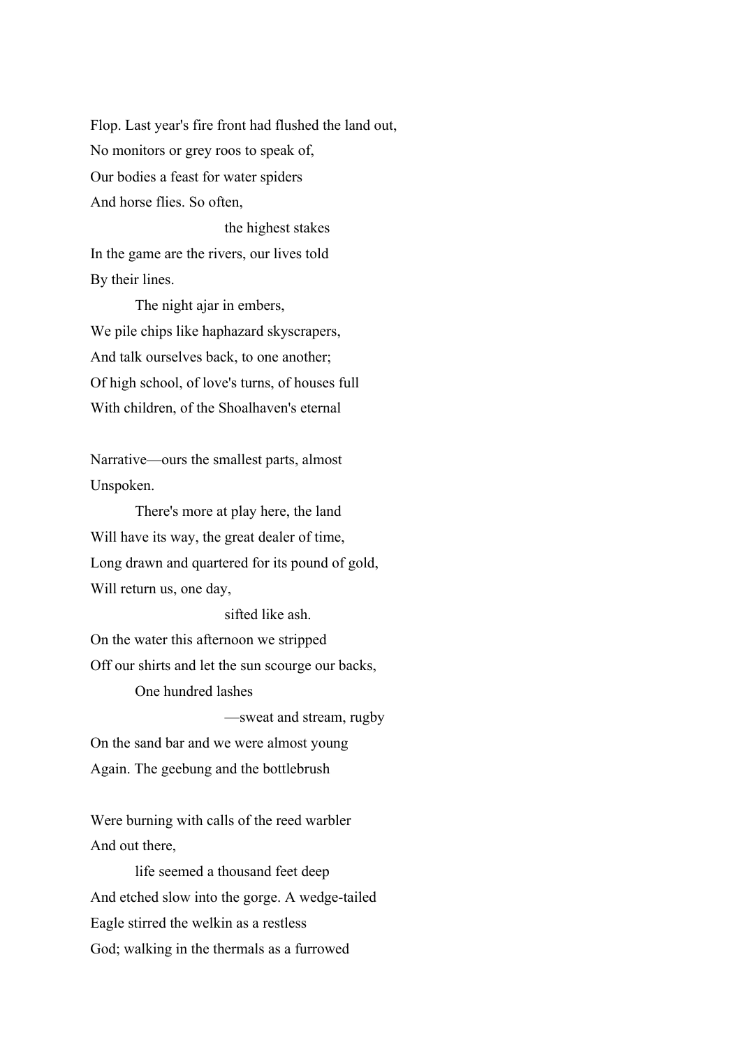Flop. Last year's fire front had flushed the land out,  
No monitors or grey roos to speak of,  
Our bodies a feast for water spiders  
And horse flies. So often,  
&emsp;&emsp;&emsp;&emsp;&emsp;&emsp;&emsp;&emsp;&emsp;&emsp;the highest stakes  
In the game are the rivers, our lives told  
By their lines.  
&emsp;&emsp;&emsp;&emsp;The night ajar in embers,  
We pile chips like haphazard skyscrapers,  
And talk ourselves back, to one another;  
Of high school, of love's turns, of houses full  
With children, of the Shoalhaven's eternal

Narrative—ours the smallest parts, almost  
Unspoken.  
&emsp;&emsp;&emsp;&emsp;There's more at play here, the land  
Will have its way, the great dealer of time,  
Long drawn and quartered for its pound of gold,  
Will return us, one day,  
&emsp;&emsp;&emsp;&emsp;&emsp;&emsp;&emsp;&emsp;&emsp;&emsp;sifted like ash.  
On the water this afternoon we stripped  
Off our shirts and let the sun scourge our backs,  
&emsp;&emsp;&emsp;&emsp;One hundred lashes  
&emsp;&emsp;&emsp;&emsp;&emsp;&emsp;&emsp;&emsp;&emsp;&emsp;—sweat and stream, rugby  
On the sand bar and we were almost young  
Again. The geebung and the bottlebrush

Were burning with calls of the reed warbler  
And out there,  
&emsp;&emsp;&emsp;&emsp;life seemed a thousand feet deep  
And etched slow into the gorge. A wedge-tailed  
Eagle stirred the welkin as a restless  
God; walking in the thermals as a furrowed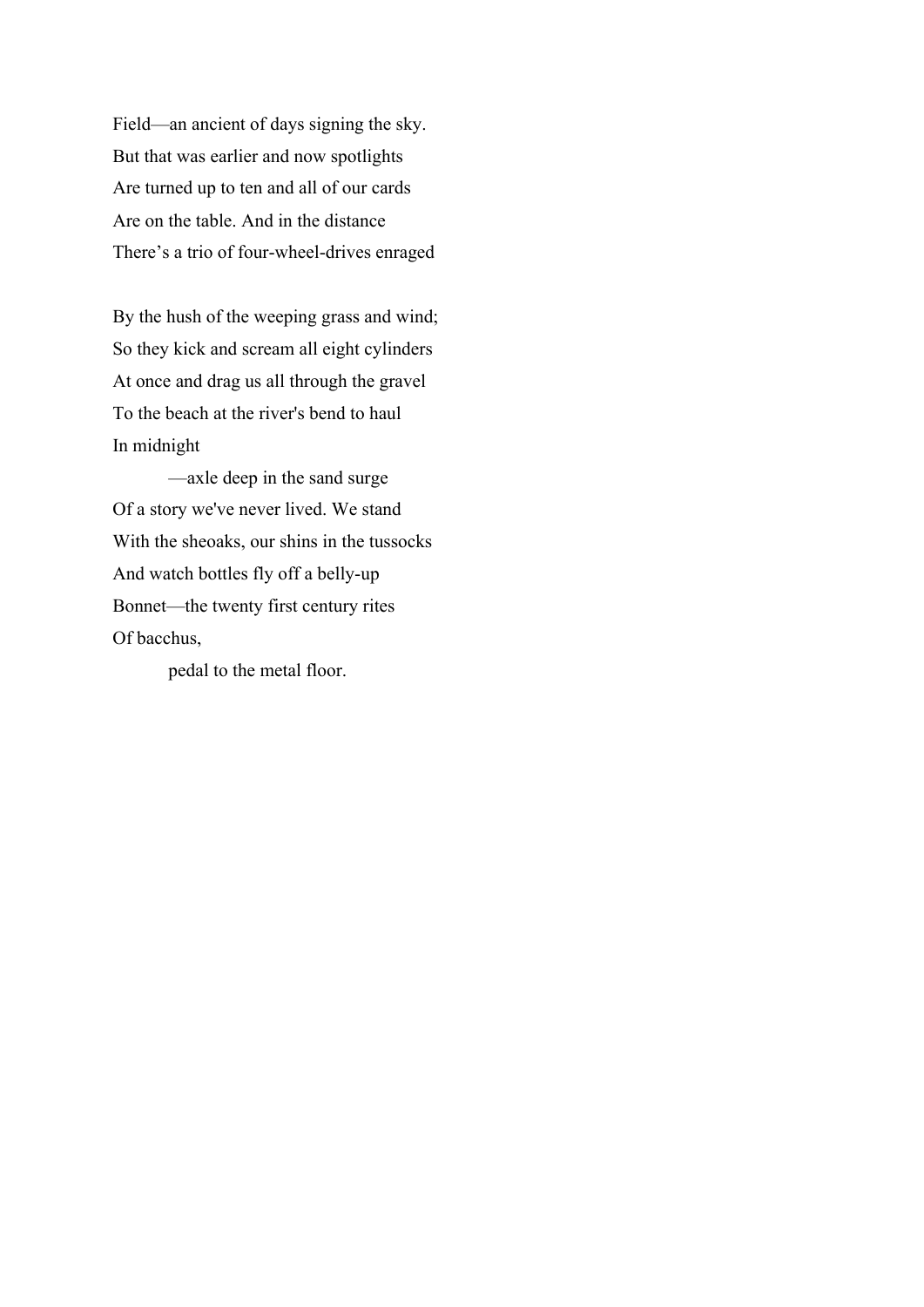Field—an ancient of days signing the sky.
But that was earlier and now spotlights
Are turned up to ten and all of our cards
Are on the table. And in the distance
There’s a trio of four-wheel-drives enraged

By the hush of the weeping grass and wind;
So they kick and scream all eight cylinders
At once and drag us all through the gravel
To the beach at the river's bend to haul
In midnight
          —axle deep in the sand surge
Of a story we've never lived. We stand
With the sheoaks, our shins in the tussocks
And watch bottles fly off a belly-up
Bonnet—the twenty first century rites
Of bacchus,
          pedal to the metal floor.